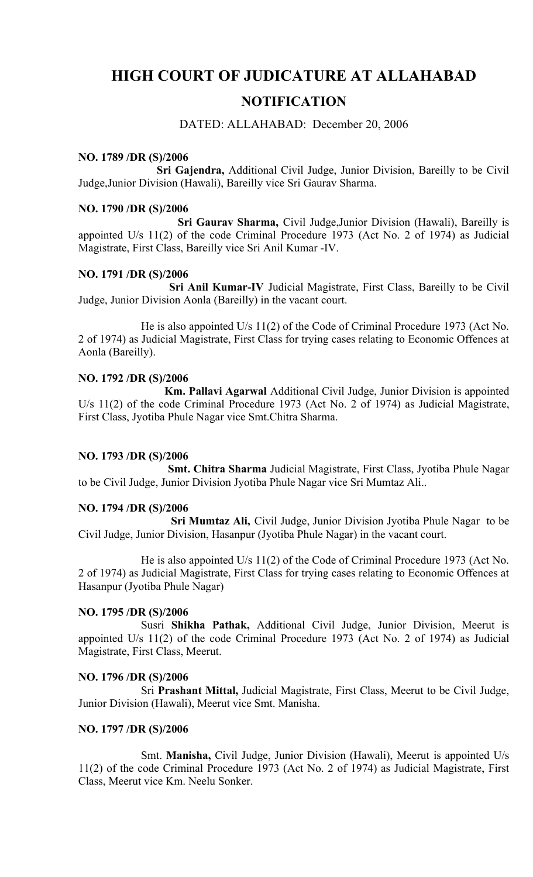# HIGH COURT OF JUDICATURE AT ALLAHABAD

## NOTIFICATION

DATED: ALLAHABAD: December 20, 2006

**NO. 1789 /DR (S)/2006**

**Sri Gajendra,** Additional Civil Judge, Junior Division, Bareilly to be Civil Judge,Junior Division (Hawali), Bareilly vice Sri Gaurav Sharma.

**NO. 1790 /DR (S)/2006**

**Sri Gaurav Sharma,** Civil Judge,Junior Division (Hawali), Bareilly is appointed U/s 11(2) of the code Criminal Procedure 1973 (Act No. 2 of 1974) as Judicial Magistrate, First Class, Bareilly vice Sri Anil Kumar -IV.

**NO. 1791 /DR (S)/2006**

**Sri Anil Kumar-IV** Judicial Magistrate, First Class, Bareilly to be Civil Judge, Junior Division Aonla (Bareilly) in the vacant court.

He is also appointed U/s 11(2) of the Code of Criminal Procedure 1973 (Act No. 2 of 1974) as Judicial Magistrate, First Class for trying cases relating to Economic Offences at Aonla (Bareilly).

**NO. 1792 /DR (S)/2006**

**Km. Pallavi Agarwal** Additional Civil Judge, Junior Division is appointed U/s 11(2) of the code Criminal Procedure 1973 (Act No. 2 of 1974) as Judicial Magistrate, First Class, Jyotiba Phule Nagar vice Smt.Chitra Sharma.

**NO. 1793 /DR (S)/2006**

**Smt. Chitra Sharma** Judicial Magistrate, First Class, Jyotiba Phule Nagar to be Civil Judge, Junior Division Jyotiba Phule Nagar vice Sri Mumtaz Ali..

**NO. 1794 /DR (S)/2006**

**Sri Mumtaz Ali,** Civil Judge, Junior Division Jyotiba Phule Nagar to be Civil Judge, Junior Division, Hasanpur (Jyotiba Phule Nagar) in the vacant court.

He is also appointed U/s 11(2) of the Code of Criminal Procedure 1973 (Act No. 2 of 1974) as Judicial Magistrate, First Class for trying cases relating to Economic Offences at Hasanpur (Jyotiba Phule Nagar)

**NO. 1795 /DR (S)/2006**

Susri **Shikha Pathak,** Additional Civil Judge, Junior Division, Meerut is appointed U/s 11(2) of the code Criminal Procedure 1973 (Act No. 2 of 1974) as Judicial Magistrate, First Class, Meerut.

**NO. 1796 /DR (S)/2006**

Sri **Prashant Mittal,** Judicial Magistrate, First Class, Meerut to be Civil Judge, Junior Division (Hawali), Meerut vice Smt. Manisha.

**NO. 1797 /DR (S)/2006**

Smt. **Manisha,** Civil Judge, Junior Division (Hawali), Meerut is appointed U/s 11(2) of the code Criminal Procedure 1973 (Act No. 2 of 1974) as Judicial Magistrate, First Class, Meerut vice Km. Neelu Sonker.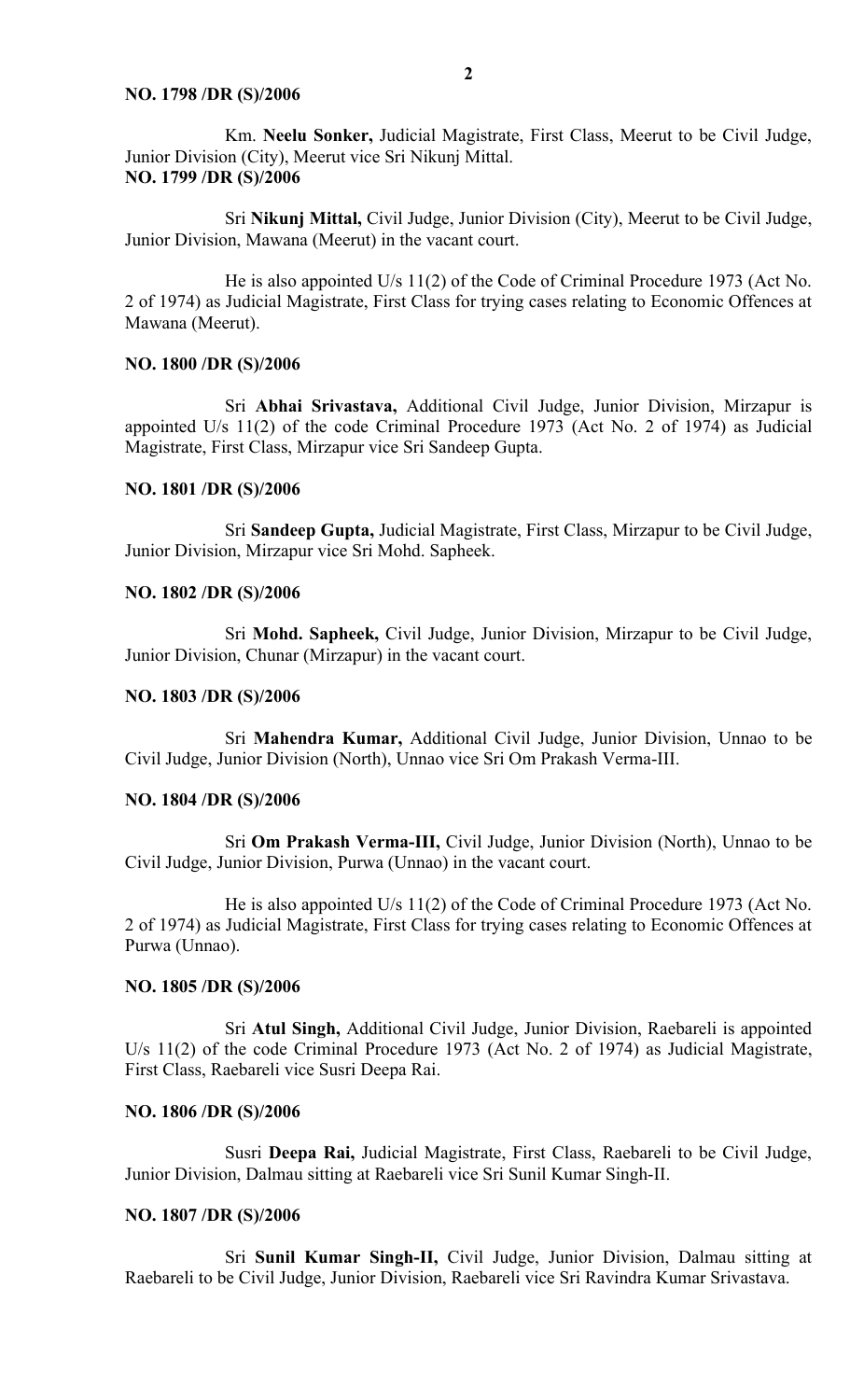**NO. 1798 /DR (S)/2006**

Km. **Neelu Sonker,** Judicial Magistrate, First Class, Meerut to be Civil Judge, Junior Division (City), Meerut vice Sri Nikunj Mittal.

**NO. 1799 /DR (S)/2006**

Sri **Nikunj Mittal,** Civil Judge, Junior Division (City), Meerut to be Civil Judge, Junior Division, Mawana (Meerut) in the vacant court.

He is also appointed U/s 11(2) of the Code of Criminal Procedure 1973 (Act No. 2 of 1974) as Judicial Magistrate, First Class for trying cases relating to Economic Offences at Mawana (Meerut).

**NO. 1800 /DR (S)/2006**

Sri **Abhai Srivastava,** Additional Civil Judge, Junior Division, Mirzapur is appointed U/s 11(2) of the code Criminal Procedure 1973 (Act No. 2 of 1974) as Judicial Magistrate, First Class, Mirzapur vice Sri Sandeep Gupta.

**NO. 1801 /DR (S)/2006**

Sri **Sandeep Gupta,** Judicial Magistrate, First Class, Mirzapur to be Civil Judge, Junior Division, Mirzapur vice Sri Mohd. Sapheek.

**NO. 1802 /DR (S)/2006**

Sri **Mohd. Sapheek,** Civil Judge, Junior Division, Mirzapur to be Civil Judge, Junior Division, Chunar (Mirzapur) in the vacant court.

**NO. 1803 /DR (S)/2006**

Sri **Mahendra Kumar,** Additional Civil Judge, Junior Division, Unnao to be Civil Judge, Junior Division (North), Unnao vice Sri Om Prakash Verma-III.

**NO. 1804 /DR (S)/2006**

Sri **Om Prakash Verma-III,** Civil Judge, Junior Division (North), Unnao to be Civil Judge, Junior Division, Purwa (Unnao) in the vacant court.

He is also appointed U/s 11(2) of the Code of Criminal Procedure 1973 (Act No. 2 of 1974) as Judicial Magistrate, First Class for trying cases relating to Economic Offences at Purwa (Unnao).

**NO. 1805 /DR (S)/2006**

Sri **Atul Singh,** Additional Civil Judge, Junior Division, Raebareli is appointed U/s 11(2) of the code Criminal Procedure 1973 (Act No. 2 of 1974) as Judicial Magistrate, First Class, Raebareli vice Susri Deepa Rai.

**NO. 1806 /DR (S)/2006**

Susri **Deepa Rai,** Judicial Magistrate, First Class, Raebareli to be Civil Judge, Junior Division, Dalmau sitting at Raebareli vice Sri Sunil Kumar Singh-II.

**NO. 1807 /DR (S)/2006**

Sri **Sunil Kumar Singh-II,** Civil Judge, Junior Division, Dalmau sitting at Raebareli to be Civil Judge, Junior Division, Raebareli vice Sri Ravindra Kumar Srivastava.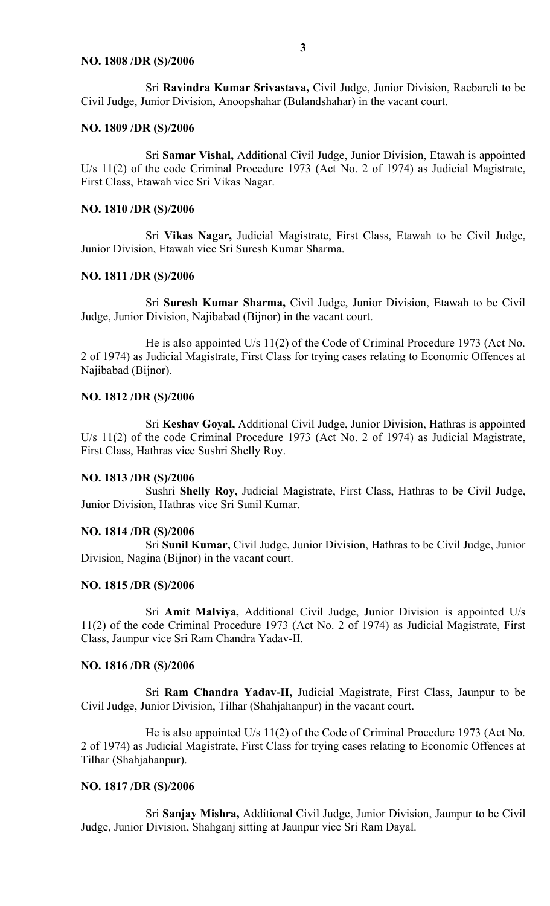**NO. 1808 /DR (S)/2006**

Sri **Ravindra Kumar Srivastava,** Civil Judge, Junior Division, Raebareli to be Civil Judge, Junior Division, Anoopshahar (Bulandshahar) in the vacant court.

**NO. 1809 /DR (S)/2006**

Sri **Samar Vishal,** Additional Civil Judge, Junior Division, Etawah is appointed U/s 11(2) of the code Criminal Procedure 1973 (Act No. 2 of 1974) as Judicial Magistrate, First Class, Etawah vice Sri Vikas Nagar.

**NO. 1810 /DR (S)/2006**

Sri **Vikas Nagar,** Judicial Magistrate, First Class, Etawah to be Civil Judge, Junior Division, Etawah vice Sri Suresh Kumar Sharma.

**NO. 1811 /DR (S)/2006**

Sri **Suresh Kumar Sharma,** Civil Judge, Junior Division, Etawah to be Civil Judge, Junior Division, Najibabad (Bijnor) in the vacant court.

He is also appointed U/s 11(2) of the Code of Criminal Procedure 1973 (Act No. 2 of 1974) as Judicial Magistrate, First Class for trying cases relating to Economic Offences at Najibabad (Bijnor).

**NO. 1812 /DR (S)/2006**

Sri **Keshav Goyal,** Additional Civil Judge, Junior Division, Hathras is appointed U/s 11(2) of the code Criminal Procedure 1973 (Act No. 2 of 1974) as Judicial Magistrate, First Class, Hathras vice Sushri Shelly Roy.

**NO. 1813 /DR (S)/2006**

Sushri **Shelly Roy,** Judicial Magistrate, First Class, Hathras to be Civil Judge, Junior Division, Hathras vice Sri Sunil Kumar.

**NO. 1814 /DR (S)/2006**

Sri **Sunil Kumar,** Civil Judge, Junior Division, Hathras to be Civil Judge, Junior Division, Nagina (Bijnor) in the vacant court.

**NO. 1815 /DR (S)/2006**

Sri **Amit Malviya,** Additional Civil Judge, Junior Division is appointed U/s 11(2) of the code Criminal Procedure 1973 (Act No. 2 of 1974) as Judicial Magistrate, First Class, Jaunpur vice Sri Ram Chandra Yadav-II.

**NO. 1816 /DR (S)/2006**

Sri **Ram Chandra Yadav-II,** Judicial Magistrate, First Class, Jaunpur to be Civil Judge, Junior Division, Tilhar (Shahjahanpur) in the vacant court.

He is also appointed U/s 11(2) of the Code of Criminal Procedure 1973 (Act No. 2 of 1974) as Judicial Magistrate, First Class for trying cases relating to Economic Offences at Tilhar (Shahjahanpur).

**NO. 1817 /DR (S)/2006**

Sri **Sanjay Mishra,** Additional Civil Judge, Junior Division, Jaunpur to be Civil Judge, Junior Division, Shahganj sitting at Jaunpur vice Sri Ram Dayal.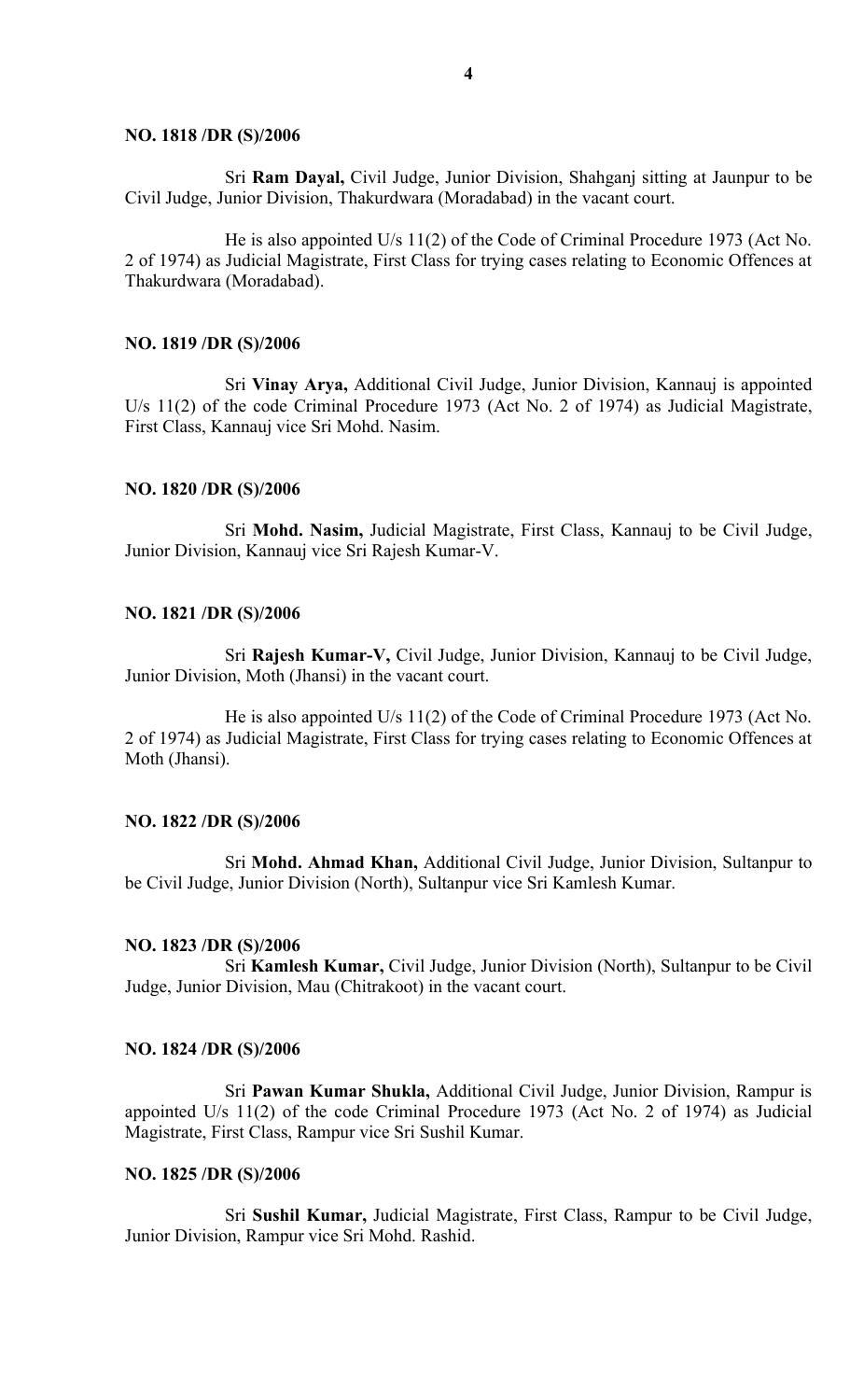**NO. 1818 /DR (S)/2006**

Sri **Ram Dayal,** Civil Judge, Junior Division, Shahganj sitting at Jaunpur to be Civil Judge, Junior Division, Thakurdwara (Moradabad) in the vacant court.

He is also appointed U/s 11(2) of the Code of Criminal Procedure 1973 (Act No. 2 of 1974) as Judicial Magistrate, First Class for trying cases relating to Economic Offences at Thakurdwara (Moradabad).

**NO. 1819 /DR (S)/2006**

Sri **Vinay Arya,** Additional Civil Judge, Junior Division, Kannauj is appointed U/s 11(2) of the code Criminal Procedure 1973 (Act No. 2 of 1974) as Judicial Magistrate, First Class, Kannauj vice Sri Mohd. Nasim.

**NO. 1820 /DR (S)/2006**

Sri **Mohd. Nasim,** Judicial Magistrate, First Class, Kannauj to be Civil Judge, Junior Division, Kannauj vice Sri Rajesh Kumar-V.

**NO. 1821 /DR (S)/2006**

Sri **Rajesh Kumar-V,** Civil Judge, Junior Division, Kannauj to be Civil Judge, Junior Division, Moth (Jhansi) in the vacant court.

He is also appointed U/s 11(2) of the Code of Criminal Procedure 1973 (Act No. 2 of 1974) as Judicial Magistrate, First Class for trying cases relating to Economic Offences at Moth (Jhansi).

**NO. 1822 /DR (S)/2006**

Sri **Mohd. Ahmad Khan,** Additional Civil Judge, Junior Division, Sultanpur to be Civil Judge, Junior Division (North), Sultanpur vice Sri Kamlesh Kumar.

**NO. 1823 /DR (S)/2006**

Sri **Kamlesh Kumar,** Civil Judge, Junior Division (North), Sultanpur to be Civil Judge, Junior Division, Mau (Chitrakoot) in the vacant court.

**NO. 1824 /DR (S)/2006**

Sri **Pawan Kumar Shukla,** Additional Civil Judge, Junior Division, Rampur is appointed U/s 11(2) of the code Criminal Procedure 1973 (Act No. 2 of 1974) as Judicial Magistrate, First Class, Rampur vice Sri Sushil Kumar.

**NO. 1825 /DR (S)/2006**

Sri **Sushil Kumar,** Judicial Magistrate, First Class, Rampur to be Civil Judge, Junior Division, Rampur vice Sri Mohd. Rashid.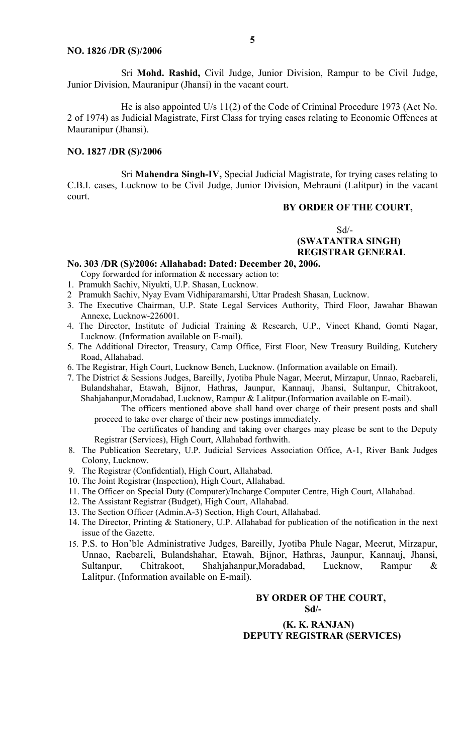**NO. 1826 /DR (S)/2006**

Sri **Mohd. Rashid,** Civil Judge, Junior Division, Rampur to be Civil Judge, Junior Division, Mauranipur (Jhansi) in the vacant court.

He is also appointed U/s 11(2) of the Code of Criminal Procedure 1973 (Act No. 2 of 1974) as Judicial Magistrate, First Class for trying cases relating to Economic Offences at Mauranipur (Jhansi).

**NO. 1827 /DR (S)/2006**

Sri **Mahendra Singh-IV,** Special Judicial Magistrate, for trying cases relating to C.B.I. cases, Lucknow to be Civil Judge, Junior Division, Mehrauni (Lalitpur) in the vacant court.

**BY ORDER OF THE COURT,**

Sd/-

**(SWATANTRA SINGH)**
**REGISTRAR GENERAL**

**No. 303 /DR (S)/2006: Allahabad: Dated: December 20, 2006.**

Copy forwarded for information & necessary action to:

1. Pramukh Sachiv, Niyukti, U.P. Shasan, Lucknow.
2. Pramukh Sachiv, Nyay Evam Vidhiparamarshi, Uttar Pradesh Shasan, Lucknow.
3. The Executive Chairman, U.P. State Legal Services Authority, Third Floor, Jawahar Bhawan Annexe, Lucknow-226001.
4. The Director, Institute of Judicial Training & Research, U.P., Vineet Khand, Gomti Nagar, Lucknow. (Information available on E-mail).
5. The Additional Director, Treasury, Camp Office, First Floor, New Treasury Building, Kutchery Road, Allahabad.
6. The Registrar, High Court, Lucknow Bench, Lucknow. (Information available on Email).
7. The District & Sessions Judges, Bareilly, Jyotiba Phule Nagar, Meerut, Mirzapur, Unnao, Raebareli, Bulandshahar, Etawah, Bijnor, Hathras, Jaunpur, Kannauj, Jhansi, Sultanpur, Chitrakoot, Shahjahanpur,Moradabad, Lucknow, Rampur & Lalitpur.(Information available on E-mail).

   The officers mentioned above shall hand over charge of their present posts and shall proceed to take over charge of their new postings immediately.

   The certificates of handing and taking over charges may please be sent to the Deputy Registrar (Services), High Court, Allahabad forthwith.
8. The Publication Secretary, U.P. Judicial Services Association Office, A-1, River Bank Judges Colony, Lucknow.
9. The Registrar (Confidential), High Court, Allahabad.
10. The Joint Registrar (Inspection), High Court, Allahabad.
11. The Officer on Special Duty (Computer)/Incharge Computer Centre, High Court, Allahabad.
12. The Assistant Registrar (Budget), High Court, Allahabad.
13. The Section Officer (Admin.A-3) Section, High Court, Allahabad.
14. The Director, Printing & Stationery, U.P. Allahabad for publication of the notification in the next issue of the Gazette.
15. P.S. to Hon'ble Administrative Judges, Bareilly, Jyotiba Phule Nagar, Meerut, Mirzapur, Unnao, Raebareli, Bulandshahar, Etawah, Bijnor, Hathras, Jaunpur, Kannauj, Jhansi, Sultanpur, Chitrakoot, Shahjahanpur,Moradabad, Lucknow, Rampur & Lalitpur. (Information available on E-mail).

**BY ORDER OF THE COURT,**
**Sd/-**

**(K. K. RANJAN)**
**DEPUTY REGISTRAR (SERVICES)**